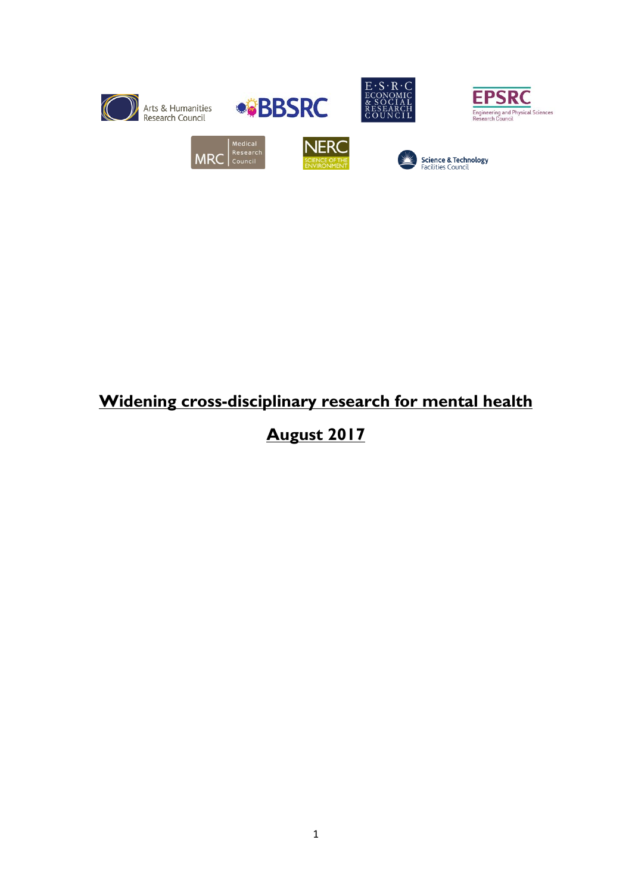Arts & Humanities Research Council

BBSRC

E·S·R·C ECONOMIC & SOCIAL RESEARCH COUNCIL

EPSRC Engineering and Physical Sciences Research Council

MRC Medical Research Council

NERC SCIENCE OF THE ENVIRONMENT

Science & Technology Facilities Council

# Widening cross-disciplinary research for mental health

## August 2017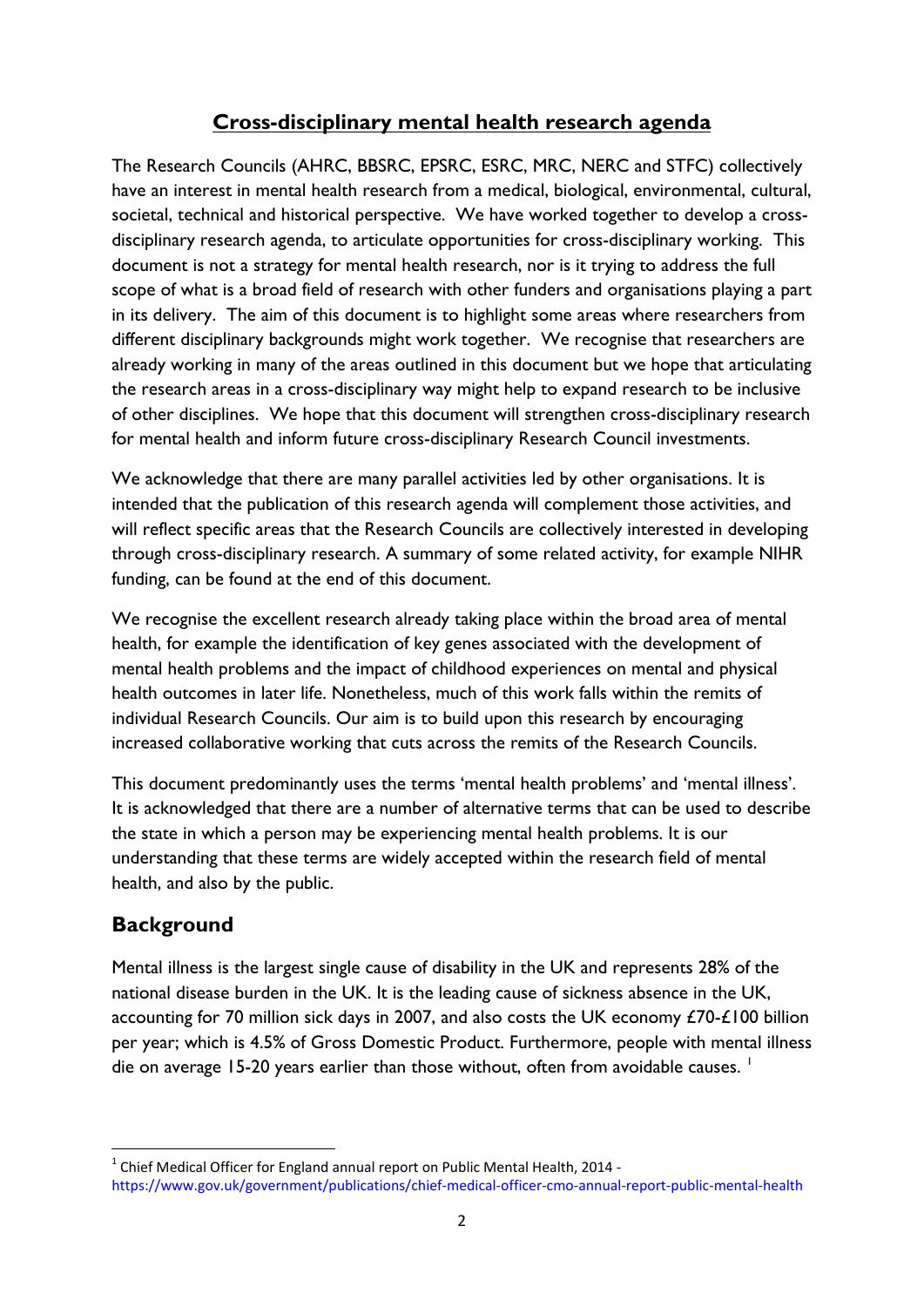## Cross-disciplinary mental health research agenda

The Research Councils (AHRC, BBSRC, EPSRC, ESRC, MRC, NERC and STFC) collectively have an interest in mental health research from a medical, biological, environmental, cultural, societal, technical and historical perspective. We have worked together to develop a cross-disciplinary research agenda, to articulate opportunities for cross-disciplinary working. This document is not a strategy for mental health research, nor is it trying to address the full scope of what is a broad field of research with other funders and organisations playing a part in its delivery. The aim of this document is to highlight some areas where researchers from different disciplinary backgrounds might work together. We recognise that researchers are already working in many of the areas outlined in this document but we hope that articulating the research areas in a cross-disciplinary way might help to expand research to be inclusive of other disciplines. We hope that this document will strengthen cross-disciplinary research for mental health and inform future cross-disciplinary Research Council investments.

We acknowledge that there are many parallel activities led by other organisations. It is intended that the publication of this research agenda will complement those activities, and will reflect specific areas that the Research Councils are collectively interested in developing through cross-disciplinary research. A summary of some related activity, for example NIHR funding, can be found at the end of this document.

We recognise the excellent research already taking place within the broad area of mental health, for example the identification of key genes associated with the development of mental health problems and the impact of childhood experiences on mental and physical health outcomes in later life. Nonetheless, much of this work falls within the remits of individual Research Councils. Our aim is to build upon this research by encouraging increased collaborative working that cuts across the remits of the Research Councils.

This document predominantly uses the terms 'mental health problems' and 'mental illness'. It is acknowledged that there are a number of alternative terms that can be used to describe the state in which a person may be experiencing mental health problems. It is our understanding that these terms are widely accepted within the research field of mental health, and also by the public.

## Background

Mental illness is the largest single cause of disability in the UK and represents 28% of the national disease burden in the UK. It is the leading cause of sickness absence in the UK, accounting for 70 million sick days in 2007, and also costs the UK economy £70-£100 billion per year; which is 4.5% of Gross Domestic Product. Furthermore, people with mental illness die on average 15-20 years earlier than those without, often from avoidable causes. [1]

[1] Chief Medical Officer for England annual report on Public Mental Health, 2014 - https://www.gov.uk/government/publications/chief-medical-officer-cmo-annual-report-public-mental-health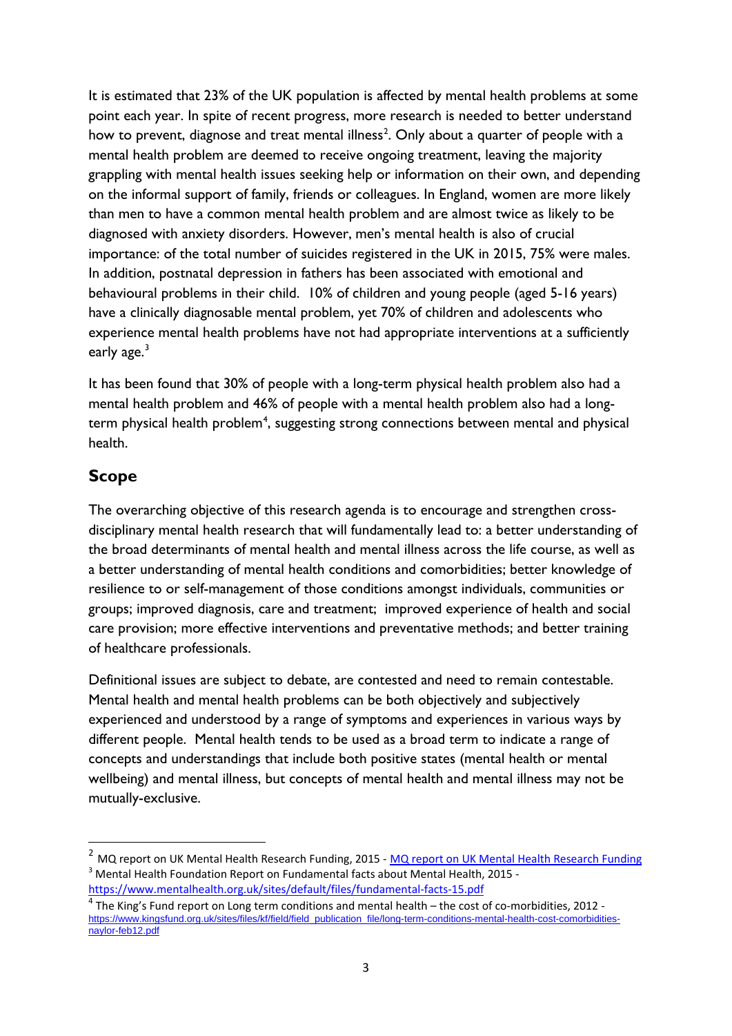It is estimated that 23% of the UK population is affected by mental health problems at some point each year. In spite of recent progress, more research is needed to better understand how to prevent, diagnose and treat mental illness[2]. Only about a quarter of people with a mental health problem are deemed to receive ongoing treatment, leaving the majority grappling with mental health issues seeking help or information on their own, and depending on the informal support of family, friends or colleagues. In England, women are more likely than men to have a common mental health problem and are almost twice as likely to be diagnosed with anxiety disorders. However, men's mental health is also of crucial importance: of the total number of suicides registered in the UK in 2015, 75% were males. In addition, postnatal depression in fathers has been associated with emotional and behavioural problems in their child. 10% of children and young people (aged 5-16 years) have a clinically diagnosable mental problem, yet 70% of children and adolescents who experience mental health problems have not had appropriate interventions at a sufficiently early age.[3]

It has been found that 30% of people with a long-term physical health problem also had a mental health problem and 46% of people with a mental health problem also had a long-term physical health problem[4], suggesting strong connections between mental and physical health.

## Scope

The overarching objective of this research agenda is to encourage and strengthen cross-disciplinary mental health research that will fundamentally lead to: a better understanding of the broad determinants of mental health and mental illness across the life course, as well as a better understanding of mental health conditions and comorbidities; better knowledge of resilience to or self-management of those conditions amongst individuals, communities or groups; improved diagnosis, care and treatment; improved experience of health and social care provision; more effective interventions and preventative methods; and better training of healthcare professionals.

Definitional issues are subject to debate, are contested and need to remain contestable. Mental health and mental health problems can be both objectively and subjectively experienced and understood by a range of symptoms and experiences in various ways by different people. Mental health tends to be used as a broad term to indicate a range of concepts and understandings that include both positive states (mental health or mental wellbeing) and mental illness, but concepts of mental health and mental illness may not be mutually-exclusive.

---

[2] MQ report on UK Mental Health Research Funding, 2015 - MQ report on UK Mental Health Research Funding

[3] Mental Health Foundation Report on Fundamental facts about Mental Health, 2015 - https://www.mentalhealth.org.uk/sites/default/files/fundamental-facts-15.pdf

[4] The King's Fund report on Long term conditions and mental health – the cost of co-morbidities, 2012 - https://www.kingsfund.org.uk/sites/files/kf/field/field_publication_file/long-term-conditions-mental-health-cost-comorbidities-naylor-feb12.pdf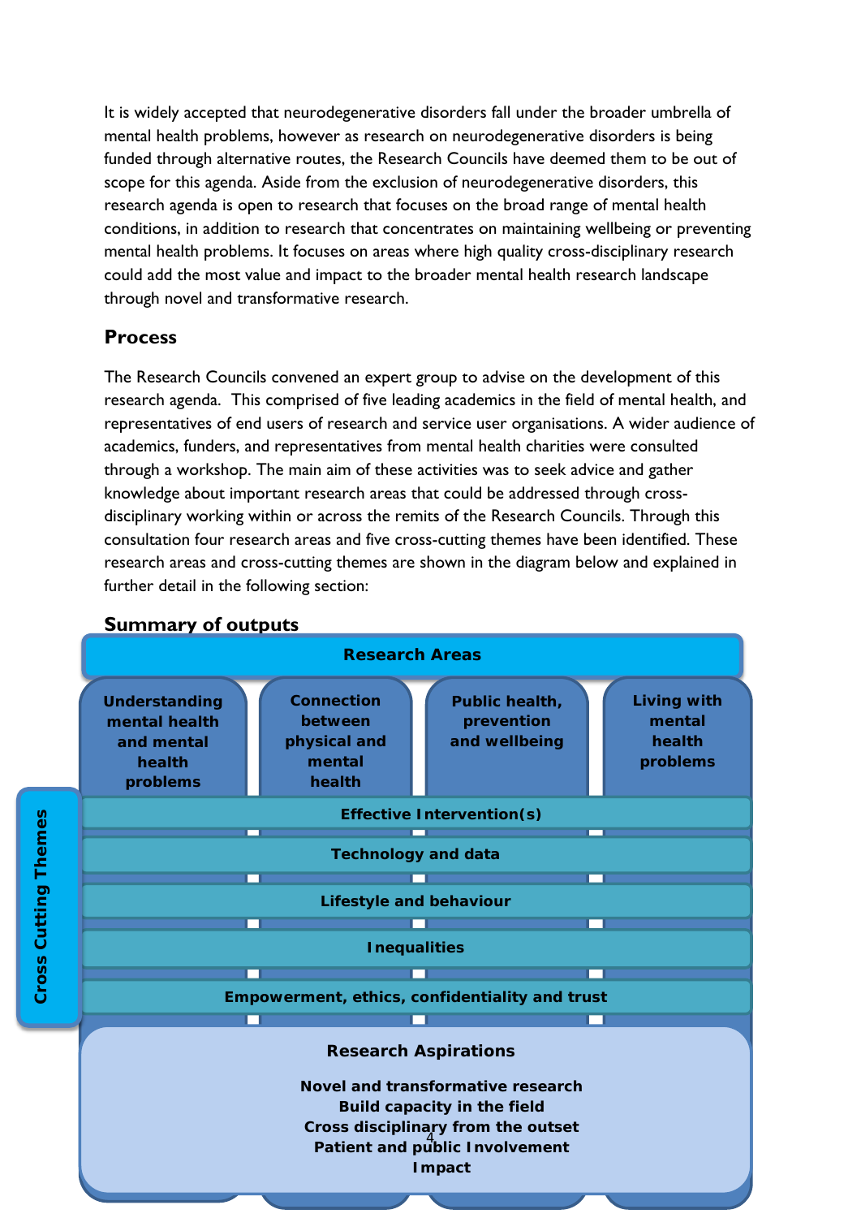It is widely accepted that neurodegenerative disorders fall under the broader umbrella of mental health problems, however as research on neurodegenerative disorders is being funded through alternative routes, the Research Councils have deemed them to be out of scope for this agenda. Aside from the exclusion of neurodegenerative disorders, this research agenda is open to research that focuses on the broad range of mental health conditions, in addition to research that concentrates on maintaining wellbeing or preventing mental health problems. It focuses on areas where high quality cross-disciplinary research could add the most value and impact to the broader mental health research landscape through novel and transformative research.

## Process

The Research Councils convened an expert group to advise on the development of this research agenda. This comprised of five leading academics in the field of mental health, and representatives of end users of research and service user organisations. A wider audience of academics, funders, and representatives from mental health charities were consulted through a workshop. The main aim of these activities was to seek advice and gather knowledge about important research areas that could be addressed through cross-disciplinary working within or across the remits of the Research Councils. Through this consultation four research areas and five cross-cutting themes have been identified. These research areas and cross-cutting themes are shown in the diagram below and explained in further detail in the following section:

## Summary of outputs

**Research Areas**

- Understanding mental health and mental health problems
- Connection between physical and mental health
- Public health, prevention and wellbeing
- Living with mental health problems

**Cross Cutting Themes**

- Effective Intervention(s)
- Technology and data
- Lifestyle and behaviour
- Inequalities
- Empowerment, ethics, confidentiality and trust

**Research Aspirations**

- Novel and transformative research
- Build capacity in the field
- Cross disciplinary from the outset
- Patient and public Involvement
- Impact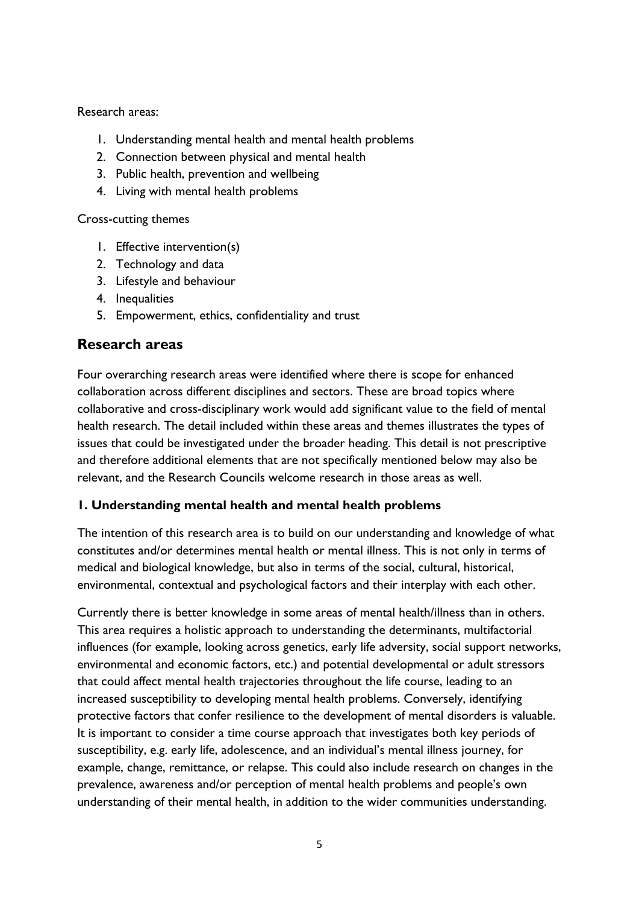Research areas:

1. Understanding mental health and mental health problems
2. Connection between physical and mental health
3. Public health, prevention and wellbeing
4. Living with mental health problems

Cross-cutting themes

1. Effective intervention(s)
2. Technology and data
3. Lifestyle and behaviour
4. Inequalities
5. Empowerment, ethics, confidentiality and trust

## Research areas

Four overarching research areas were identified where there is scope for enhanced collaboration across different disciplines and sectors. These are broad topics where collaborative and cross-disciplinary work would add significant value to the field of mental health research. The detail included within these areas and themes illustrates the types of issues that could be investigated under the broader heading. This detail is not prescriptive and therefore additional elements that are not specifically mentioned below may also be relevant, and the Research Councils welcome research in those areas as well.

### 1. Understanding mental health and mental health problems

The intention of this research area is to build on our understanding and knowledge of what constitutes and/or determines mental health or mental illness. This is not only in terms of medical and biological knowledge, but also in terms of the social, cultural, historical, environmental, contextual and psychological factors and their interplay with each other.

Currently there is better knowledge in some areas of mental health/illness than in others. This area requires a holistic approach to understanding the determinants, multifactorial influences (for example, looking across genetics, early life adversity, social support networks, environmental and economic factors, etc.) and potential developmental or adult stressors that could affect mental health trajectories throughout the life course, leading to an increased susceptibility to developing mental health problems. Conversely, identifying protective factors that confer resilience to the development of mental disorders is valuable. It is important to consider a time course approach that investigates both key periods of susceptibility, e.g. early life, adolescence, and an individual's mental illness journey, for example, change, remittance, or relapse. This could also include research on changes in the prevalence, awareness and/or perception of mental health problems and people's own understanding of their mental health, in addition to the wider communities understanding.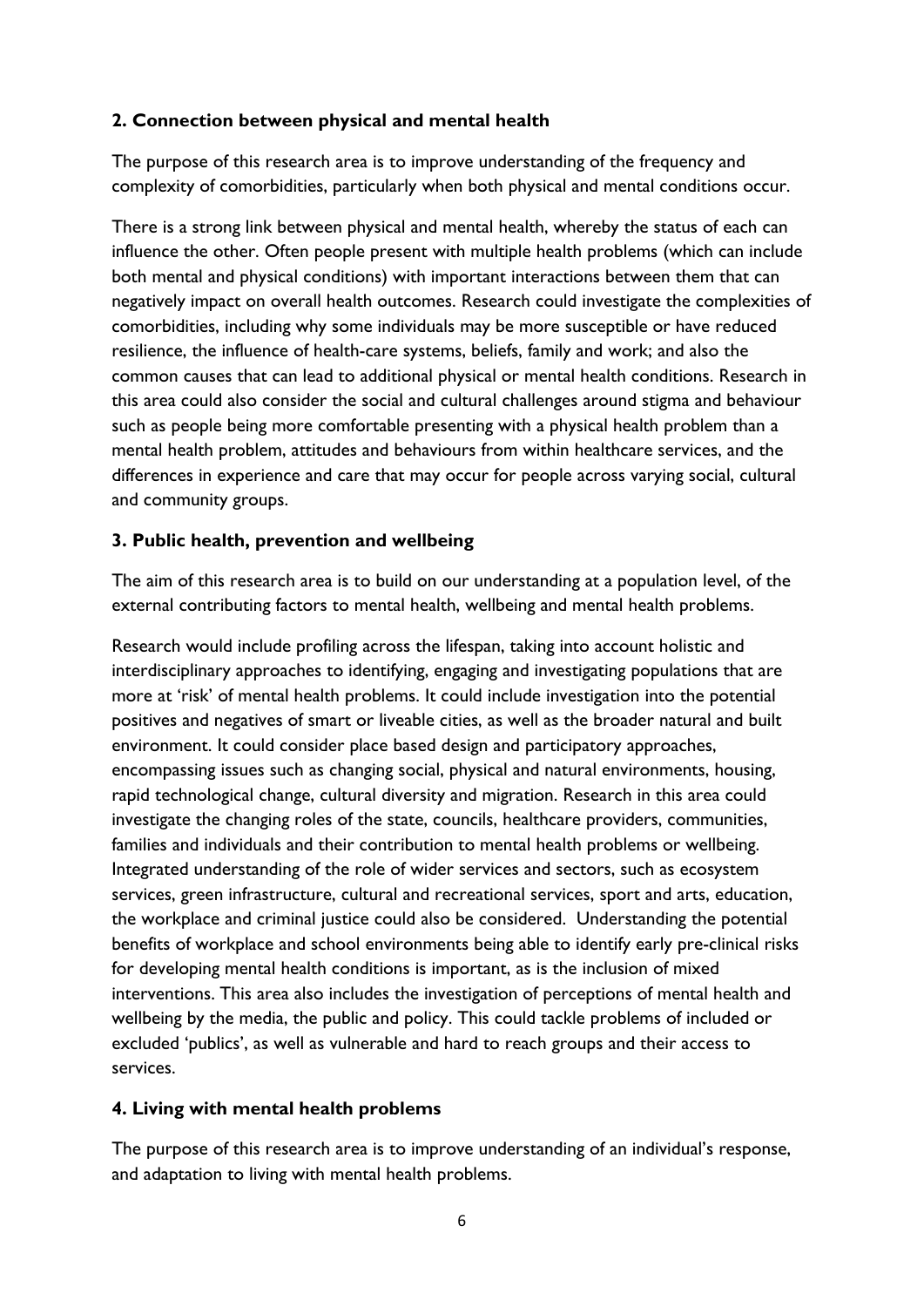## 2. Connection between physical and mental health

The purpose of this research area is to improve understanding of the frequency and complexity of comorbidities, particularly when both physical and mental conditions occur.

There is a strong link between physical and mental health, whereby the status of each can influence the other. Often people present with multiple health problems (which can include both mental and physical conditions) with important interactions between them that can negatively impact on overall health outcomes. Research could investigate the complexities of comorbidities, including why some individuals may be more susceptible or have reduced resilience, the influence of health-care systems, beliefs, family and work; and also the common causes that can lead to additional physical or mental health conditions. Research in this area could also consider the social and cultural challenges around stigma and behaviour such as people being more comfortable presenting with a physical health problem than a mental health problem, attitudes and behaviours from within healthcare services, and the differences in experience and care that may occur for people across varying social, cultural and community groups.

## 3. Public health, prevention and wellbeing

The aim of this research area is to build on our understanding at a population level, of the external contributing factors to mental health, wellbeing and mental health problems.

Research would include profiling across the lifespan, taking into account holistic and interdisciplinary approaches to identifying, engaging and investigating populations that are more at 'risk' of mental health problems. It could include investigation into the potential positives and negatives of smart or liveable cities, as well as the broader natural and built environment. It could consider place based design and participatory approaches, encompassing issues such as changing social, physical and natural environments, housing, rapid technological change, cultural diversity and migration. Research in this area could investigate the changing roles of the state, councils, healthcare providers, communities, families and individuals and their contribution to mental health problems or wellbeing. Integrated understanding of the role of wider services and sectors, such as ecosystem services, green infrastructure, cultural and recreational services, sport and arts, education, the workplace and criminal justice could also be considered. Understanding the potential benefits of workplace and school environments being able to identify early pre-clinical risks for developing mental health conditions is important, as is the inclusion of mixed interventions. This area also includes the investigation of perceptions of mental health and wellbeing by the media, the public and policy. This could tackle problems of included or excluded 'publics', as well as vulnerable and hard to reach groups and their access to services.

## 4. Living with mental health problems

The purpose of this research area is to improve understanding of an individual's response, and adaptation to living with mental health problems.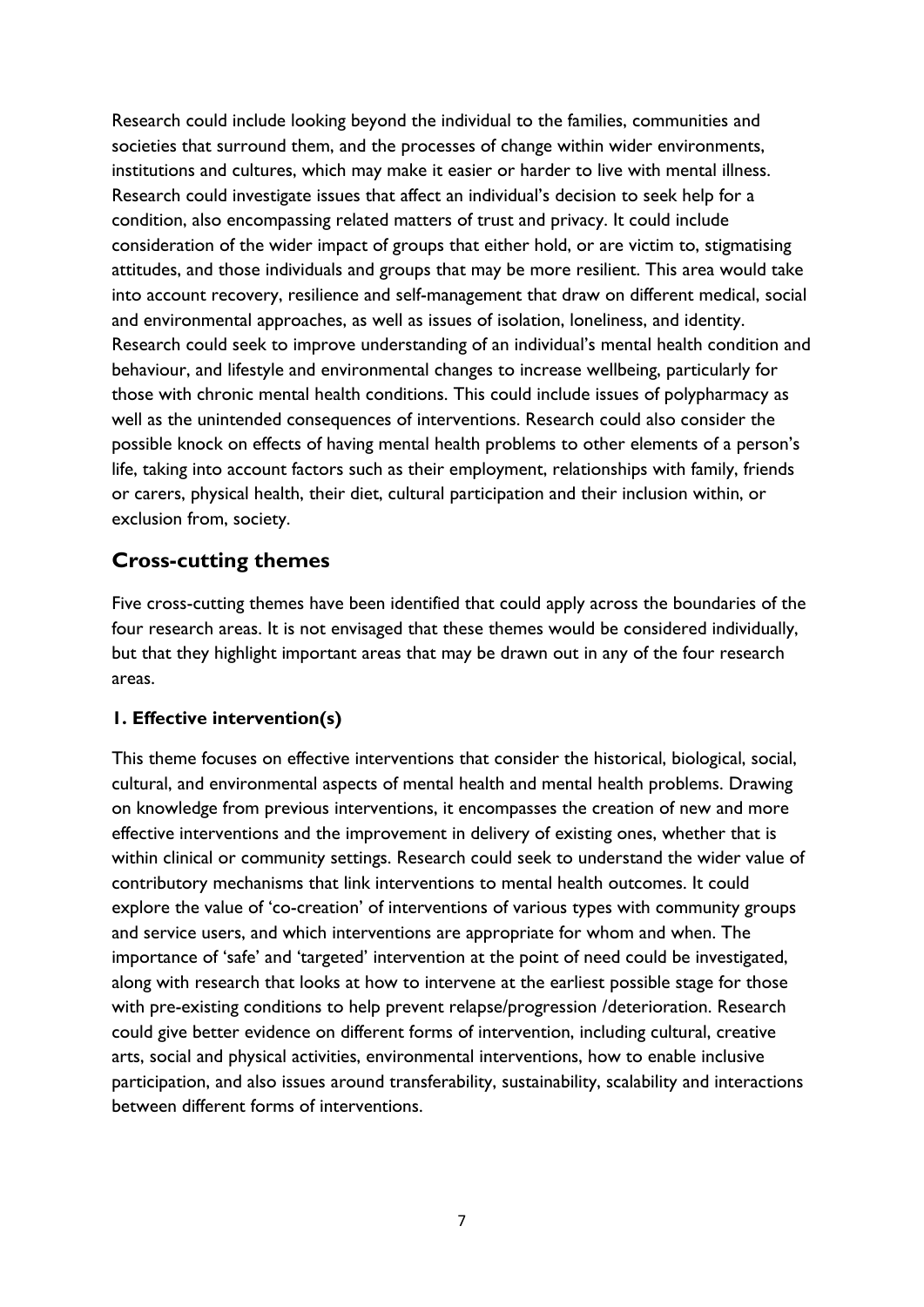Research could include looking beyond the individual to the families, communities and societies that surround them, and the processes of change within wider environments, institutions and cultures, which may make it easier or harder to live with mental illness. Research could investigate issues that affect an individual's decision to seek help for a condition, also encompassing related matters of trust and privacy. It could include consideration of the wider impact of groups that either hold, or are victim to, stigmatising attitudes, and those individuals and groups that may be more resilient. This area would take into account recovery, resilience and self-management that draw on different medical, social and environmental approaches, as well as issues of isolation, loneliness, and identity. Research could seek to improve understanding of an individual's mental health condition and behaviour, and lifestyle and environmental changes to increase wellbeing, particularly for those with chronic mental health conditions. This could include issues of polypharmacy as well as the unintended consequences of interventions. Research could also consider the possible knock on effects of having mental health problems to other elements of a person's life, taking into account factors such as their employment, relationships with family, friends or carers, physical health, their diet, cultural participation and their inclusion within, or exclusion from, society.

## Cross-cutting themes

Five cross-cutting themes have been identified that could apply across the boundaries of the four research areas. It is not envisaged that these themes would be considered individually, but that they highlight important areas that may be drawn out in any of the four research areas.

### 1. Effective intervention(s)

This theme focuses on effective interventions that consider the historical, biological, social, cultural, and environmental aspects of mental health and mental health problems. Drawing on knowledge from previous interventions, it encompasses the creation of new and more effective interventions and the improvement in delivery of existing ones, whether that is within clinical or community settings. Research could seek to understand the wider value of contributory mechanisms that link interventions to mental health outcomes. It could explore the value of 'co-creation' of interventions of various types with community groups and service users, and which interventions are appropriate for whom and when. The importance of 'safe' and 'targeted' intervention at the point of need could be investigated, along with research that looks at how to intervene at the earliest possible stage for those with pre-existing conditions to help prevent relapse/progression /deterioration. Research could give better evidence on different forms of intervention, including cultural, creative arts, social and physical activities, environmental interventions, how to enable inclusive participation, and also issues around transferability, sustainability, scalability and interactions between different forms of interventions.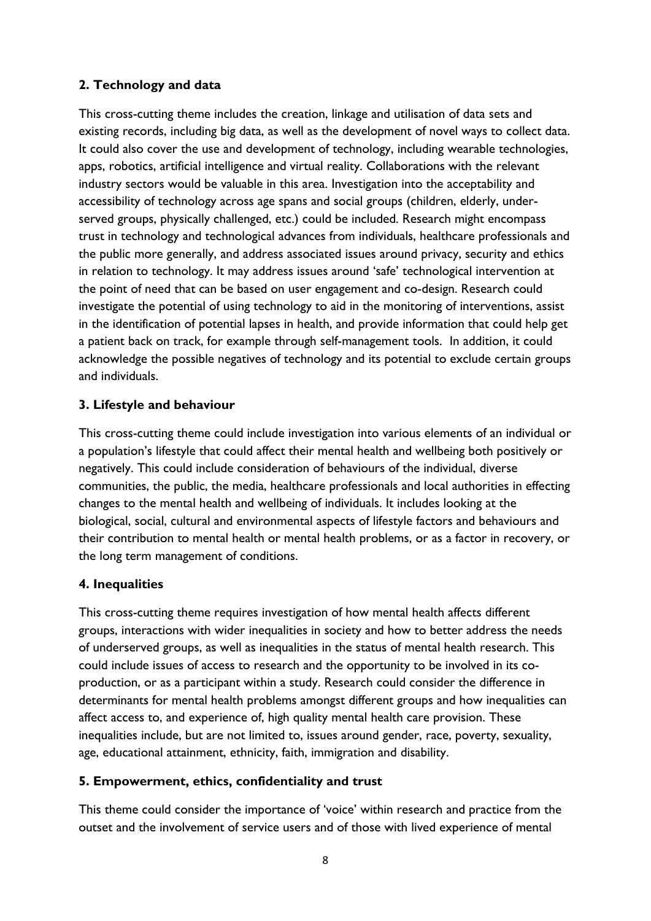## 2. Technology and data

This cross-cutting theme includes the creation, linkage and utilisation of data sets and existing records, including big data, as well as the development of novel ways to collect data. It could also cover the use and development of technology, including wearable technologies, apps, robotics, artificial intelligence and virtual reality. Collaborations with the relevant industry sectors would be valuable in this area. Investigation into the acceptability and accessibility of technology across age spans and social groups (children, elderly, under-served groups, physically challenged, etc.) could be included. Research might encompass trust in technology and technological advances from individuals, healthcare professionals and the public more generally, and address associated issues around privacy, security and ethics in relation to technology. It may address issues around 'safe' technological intervention at the point of need that can be based on user engagement and co-design. Research could investigate the potential of using technology to aid in the monitoring of interventions, assist in the identification of potential lapses in health, and provide information that could help get a patient back on track, for example through self-management tools. In addition, it could acknowledge the possible negatives of technology and its potential to exclude certain groups and individuals.

## 3. Lifestyle and behaviour

This cross-cutting theme could include investigation into various elements of an individual or a population's lifestyle that could affect their mental health and wellbeing both positively or negatively. This could include consideration of behaviours of the individual, diverse communities, the public, the media, healthcare professionals and local authorities in effecting changes to the mental health and wellbeing of individuals. It includes looking at the biological, social, cultural and environmental aspects of lifestyle factors and behaviours and their contribution to mental health or mental health problems, or as a factor in recovery, or the long term management of conditions.

## 4. Inequalities

This cross-cutting theme requires investigation of how mental health affects different groups, interactions with wider inequalities in society and how to better address the needs of underserved groups, as well as inequalities in the status of mental health research. This could include issues of access to research and the opportunity to be involved in its co-production, or as a participant within a study. Research could consider the difference in determinants for mental health problems amongst different groups and how inequalities can affect access to, and experience of, high quality mental health care provision. These inequalities include, but are not limited to, issues around gender, race, poverty, sexuality, age, educational attainment, ethnicity, faith, immigration and disability.

## 5. Empowerment, ethics, confidentiality and trust

This theme could consider the importance of 'voice' within research and practice from the outset and the involvement of service users and of those with lived experience of mental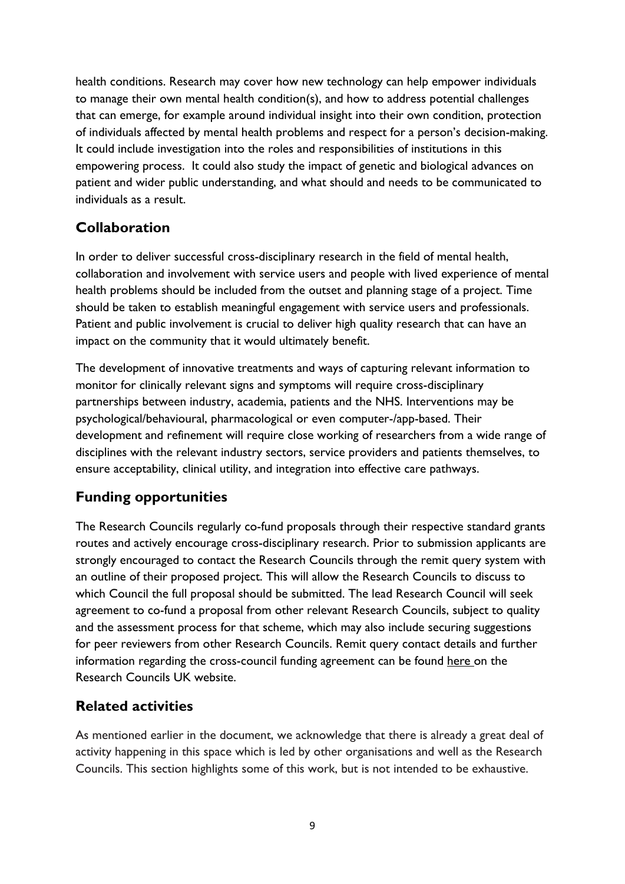health conditions. Research may cover how new technology can help empower individuals to manage their own mental health condition(s), and how to address potential challenges that can emerge, for example around individual insight into their own condition, protection of individuals affected by mental health problems and respect for a person's decision-making. It could include investigation into the roles and responsibilities of institutions in this empowering process. It could also study the impact of genetic and biological advances on patient and wider public understanding, and what should and needs to be communicated to individuals as a result.

## Collaboration

In order to deliver successful cross-disciplinary research in the field of mental health, collaboration and involvement with service users and people with lived experience of mental health problems should be included from the outset and planning stage of a project. Time should be taken to establish meaningful engagement with service users and professionals. Patient and public involvement is crucial to deliver high quality research that can have an impact on the community that it would ultimately benefit.

The development of innovative treatments and ways of capturing relevant information to monitor for clinically relevant signs and symptoms will require cross-disciplinary partnerships between industry, academia, patients and the NHS. Interventions may be psychological/behavioural, pharmacological or even computer-/app-based. Their development and refinement will require close working of researchers from a wide range of disciplines with the relevant industry sectors, service providers and patients themselves, to ensure acceptability, clinical utility, and integration into effective care pathways.

## Funding opportunities

The Research Councils regularly co-fund proposals through their respective standard grants routes and actively encourage cross-disciplinary research. Prior to submission applicants are strongly encouraged to contact the Research Councils through the remit query system with an outline of their proposed project. This will allow the Research Councils to discuss to which Council the full proposal should be submitted. The lead Research Council will seek agreement to co-fund a proposal from other relevant Research Councils, subject to quality and the assessment process for that scheme, which may also include securing suggestions for peer reviewers from other Research Councils. Remit query contact details and further information regarding the cross-council funding agreement can be found here on the Research Councils UK website.

## Related activities

As mentioned earlier in the document, we acknowledge that there is already a great deal of activity happening in this space which is led by other organisations and well as the Research Councils. This section highlights some of this work, but is not intended to be exhaustive.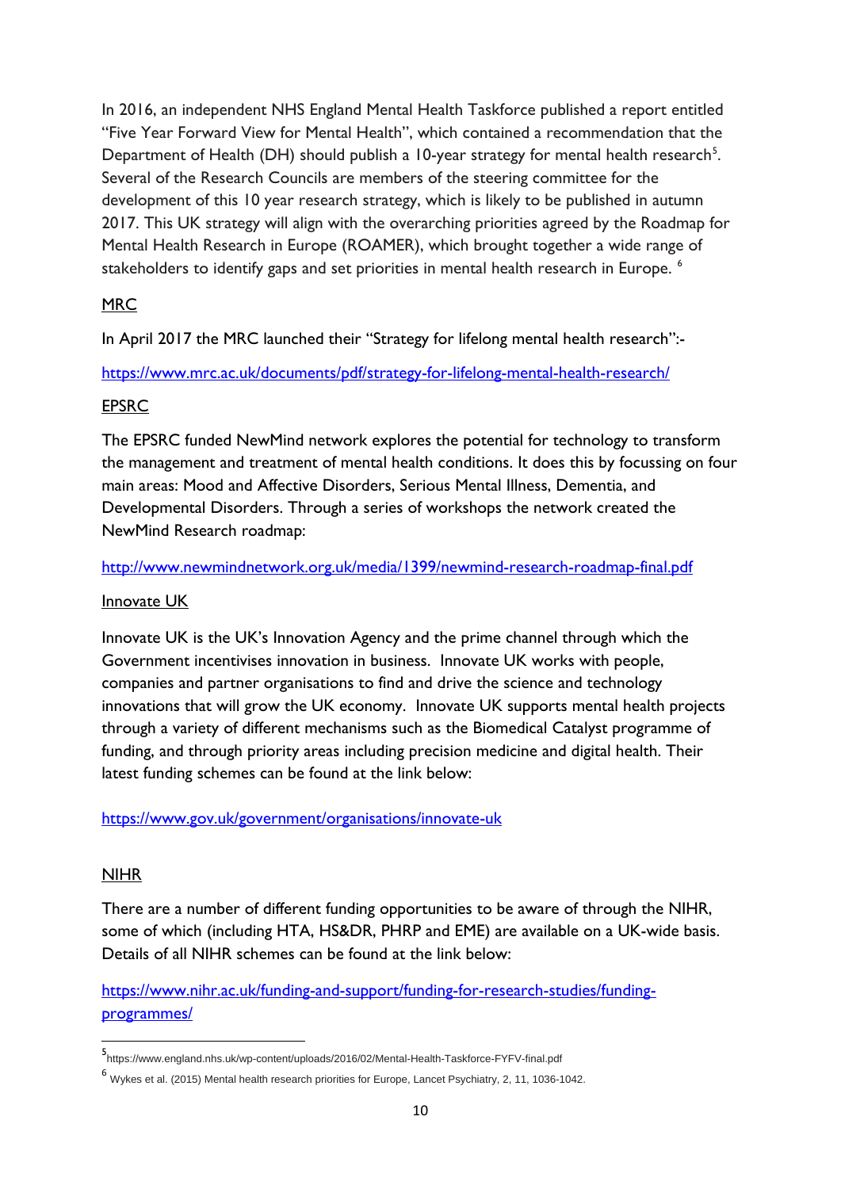In 2016, an independent NHS England Mental Health Taskforce published a report entitled "Five Year Forward View for Mental Health", which contained a recommendation that the Department of Health (DH) should publish a 10-year strategy for mental health research[5]. Several of the Research Councils are members of the steering committee for the development of this 10 year research strategy, which is likely to be published in autumn 2017. This UK strategy will align with the overarching priorities agreed by the Roadmap for Mental Health Research in Europe (ROAMER), which brought together a wide range of stakeholders to identify gaps and set priorities in mental health research in Europe. [6]

MRC

In April 2017 the MRC launched their "Strategy for lifelong mental health research":-

https://www.mrc.ac.uk/documents/pdf/strategy-for-lifelong-mental-health-research/

EPSRC

The EPSRC funded NewMind network explores the potential for technology to transform the management and treatment of mental health conditions. It does this by focussing on four main areas: Mood and Affective Disorders, Serious Mental Illness, Dementia, and Developmental Disorders. Through a series of workshops the network created the NewMind Research roadmap:

http://www.newmindnetwork.org.uk/media/1399/newmind-research-roadmap-final.pdf

Innovate UK

Innovate UK is the UK's Innovation Agency and the prime channel through which the Government incentivises innovation in business. Innovate UK works with people, companies and partner organisations to find and drive the science and technology innovations that will grow the UK economy. Innovate UK supports mental health projects through a variety of different mechanisms such as the Biomedical Catalyst programme of funding, and through priority areas including precision medicine and digital health. Their latest funding schemes can be found at the link below:

https://www.gov.uk/government/organisations/innovate-uk

NIHR

There are a number of different funding opportunities to be aware of through the NIHR, some of which (including HTA, HS&DR, PHRP and EME) are available on a UK-wide basis. Details of all NIHR schemes can be found at the link below:

https://www.nihr.ac.uk/funding-and-support/funding-for-research-studies/funding-programmes/

---

[5] https://www.england.nhs.uk/wp-content/uploads/2016/02/Mental-Health-Taskforce-FYFV-final.pdf

[6] Wykes et al. (2015) Mental health research priorities for Europe, Lancet Psychiatry, 2, 11, 1036-1042.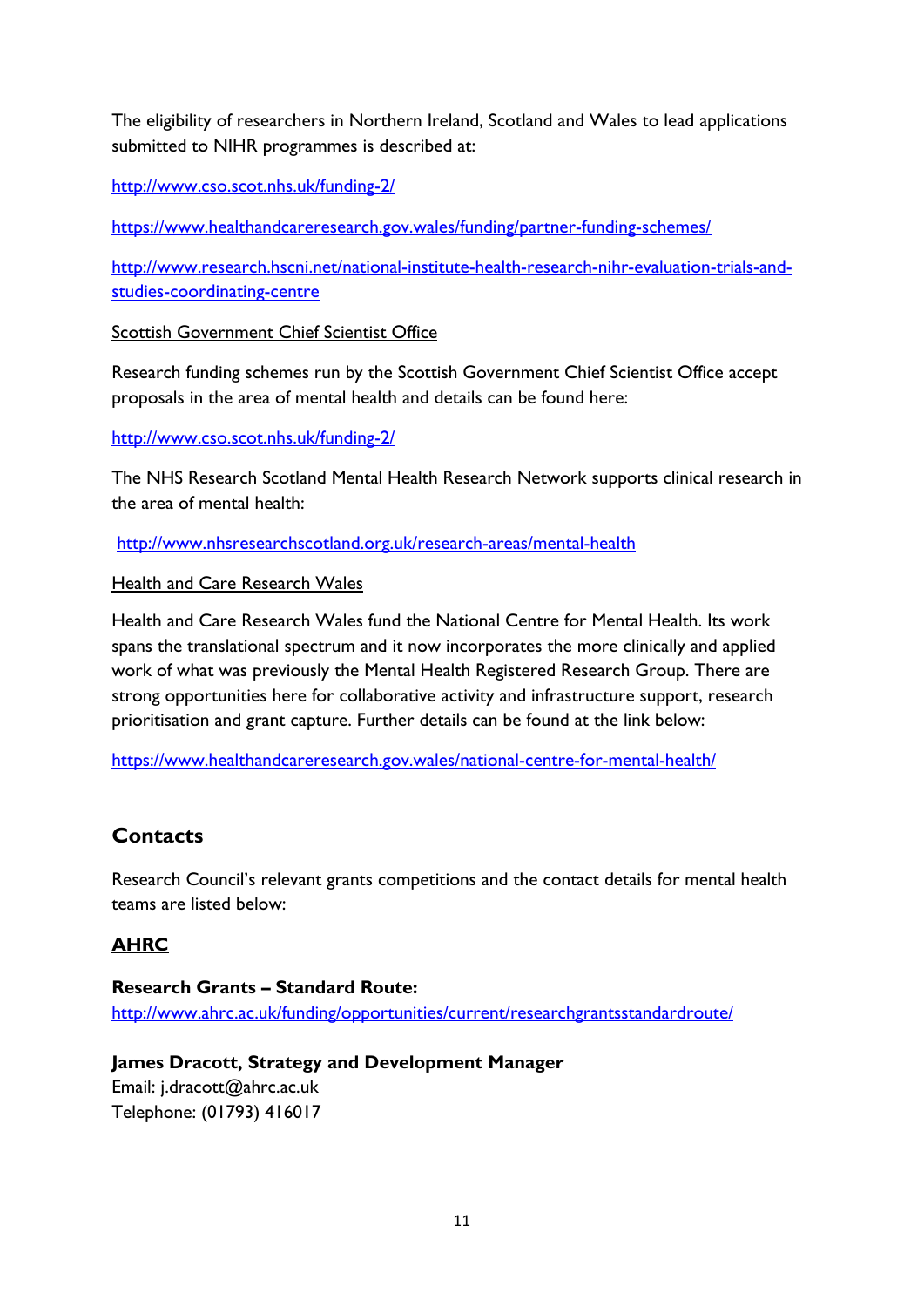The eligibility of researchers in Northern Ireland, Scotland and Wales to lead applications submitted to NIHR programmes is described at:

http://www.cso.scot.nhs.uk/funding-2/

https://www.healthandcareresearch.gov.wales/funding/partner-funding-schemes/

http://www.research.hscni.net/national-institute-health-research-nihr-evaluation-trials-and-studies-coordinating-centre

Scottish Government Chief Scientist Office

Research funding schemes run by the Scottish Government Chief Scientist Office accept proposals in the area of mental health and details can be found here:

http://www.cso.scot.nhs.uk/funding-2/

The NHS Research Scotland Mental Health Research Network supports clinical research in the area of mental health:

http://www.nhsresearchscotland.org.uk/research-areas/mental-health

Health and Care Research Wales

Health and Care Research Wales fund the National Centre for Mental Health. Its work spans the translational spectrum and it now incorporates the more clinically and applied work of what was previously the Mental Health Registered Research Group. There are strong opportunities here for collaborative activity and infrastructure support, research prioritisation and grant capture. Further details can be found at the link below:

https://www.healthandcareresearch.gov.wales/national-centre-for-mental-health/

## Contacts

Research Council's relevant grants competitions and the contact details for mental health teams are listed below:

### AHRC

**Research Grants – Standard Route:**
http://www.ahrc.ac.uk/funding/opportunities/current/researchgrantsstandardroute/

**James Dracott, Strategy and Development Manager**
Email: j.dracott@ahrc.ac.uk
Telephone: (01793) 416017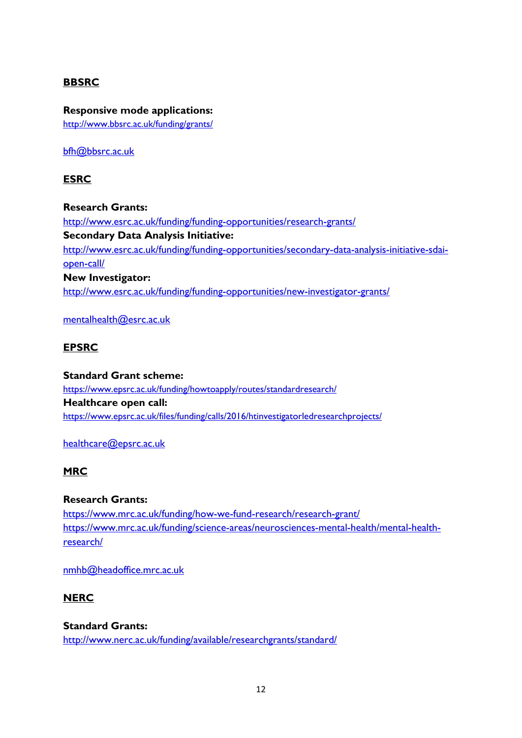**BBSRC**

**Responsive mode applications:**
http://www.bbsrc.ac.uk/funding/grants/

bfh@bbsrc.ac.uk

**ESRC**

**Research Grants:**
http://www.esrc.ac.uk/funding/funding-opportunities/research-grants/
**Secondary Data Analysis Initiative:**
http://www.esrc.ac.uk/funding/funding-opportunities/secondary-data-analysis-initiative-sdai-open-call/
**New Investigator:**
http://www.esrc.ac.uk/funding/funding-opportunities/new-investigator-grants/

mentalhealth@esrc.ac.uk

**EPSRC**

**Standard Grant scheme:**
https://www.epsrc.ac.uk/funding/howtoapply/routes/standardresearch/
**Healthcare open call:**
https://www.epsrc.ac.uk/files/funding/calls/2016/htinvestigatorledresearchprojects/

healthcare@epsrc.ac.uk

**MRC**

**Research Grants:**
https://www.mrc.ac.uk/funding/how-we-fund-research/research-grant/
https://www.mrc.ac.uk/funding/science-areas/neurosciences-mental-health/mental-health-research/

nmhb@headoffice.mrc.ac.uk

**NERC**

**Standard Grants:**
http://www.nerc.ac.uk/funding/available/researchgrants/standard/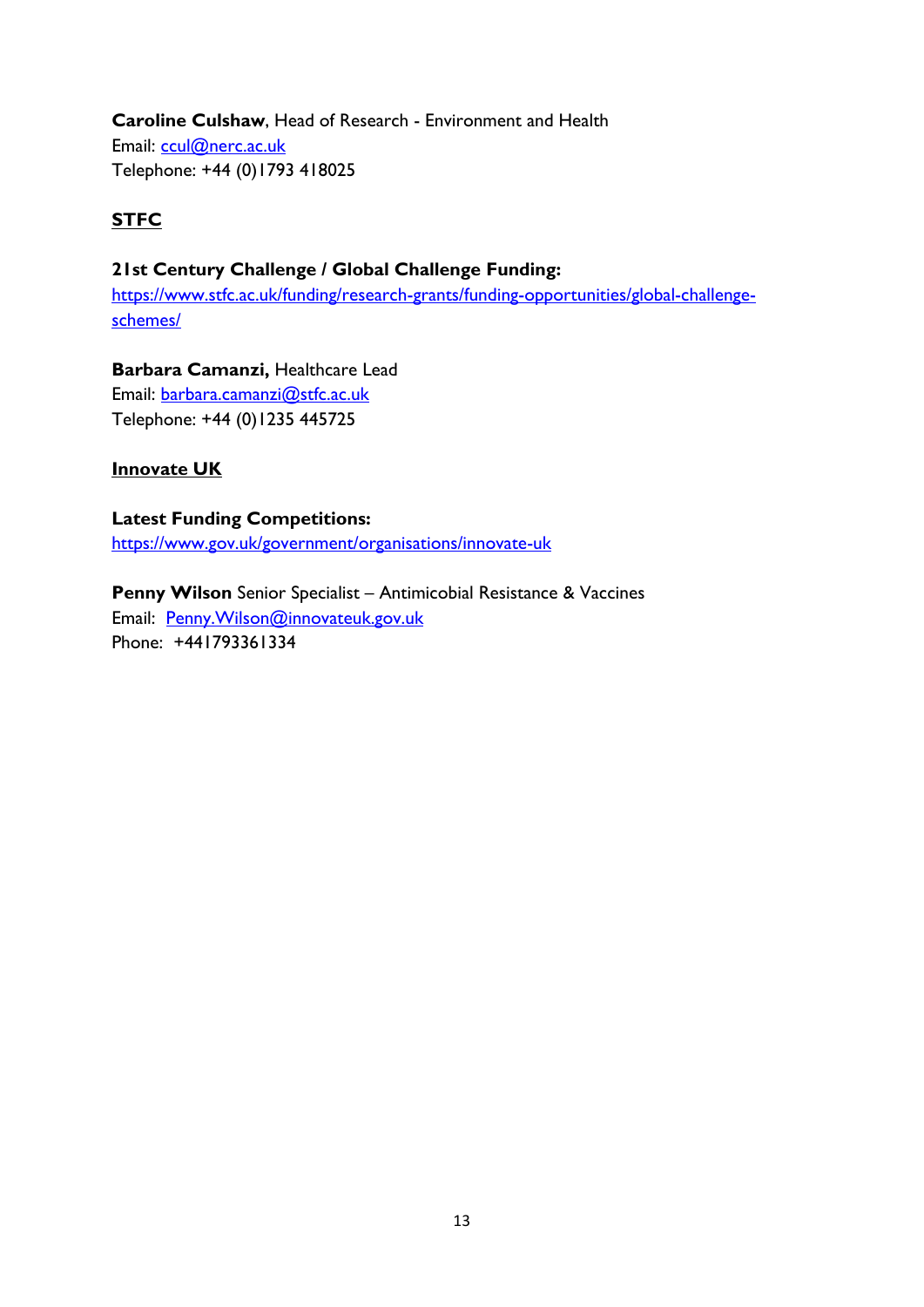**Caroline Culshaw**, Head of Research - Environment and Health
Email: ccul@nerc.ac.uk
Telephone: +44 (0)1793 418025

## STFC

**21st Century Challenge / Global Challenge Funding:**
https://www.stfc.ac.uk/funding/research-grants/funding-opportunities/global-challenge-schemes/

**Barbara Camanzi,** Healthcare Lead
Email: barbara.camanzi@stfc.ac.uk
Telephone: +44 (0)1235 445725

## Innovate UK

**Latest Funding Competitions:**
https://www.gov.uk/government/organisations/innovate-uk

**Penny Wilson** Senior Specialist – Antimicobial Resistance & Vaccines
Email: Penny.Wilson@innovateuk.gov.uk
Phone: +441793361334